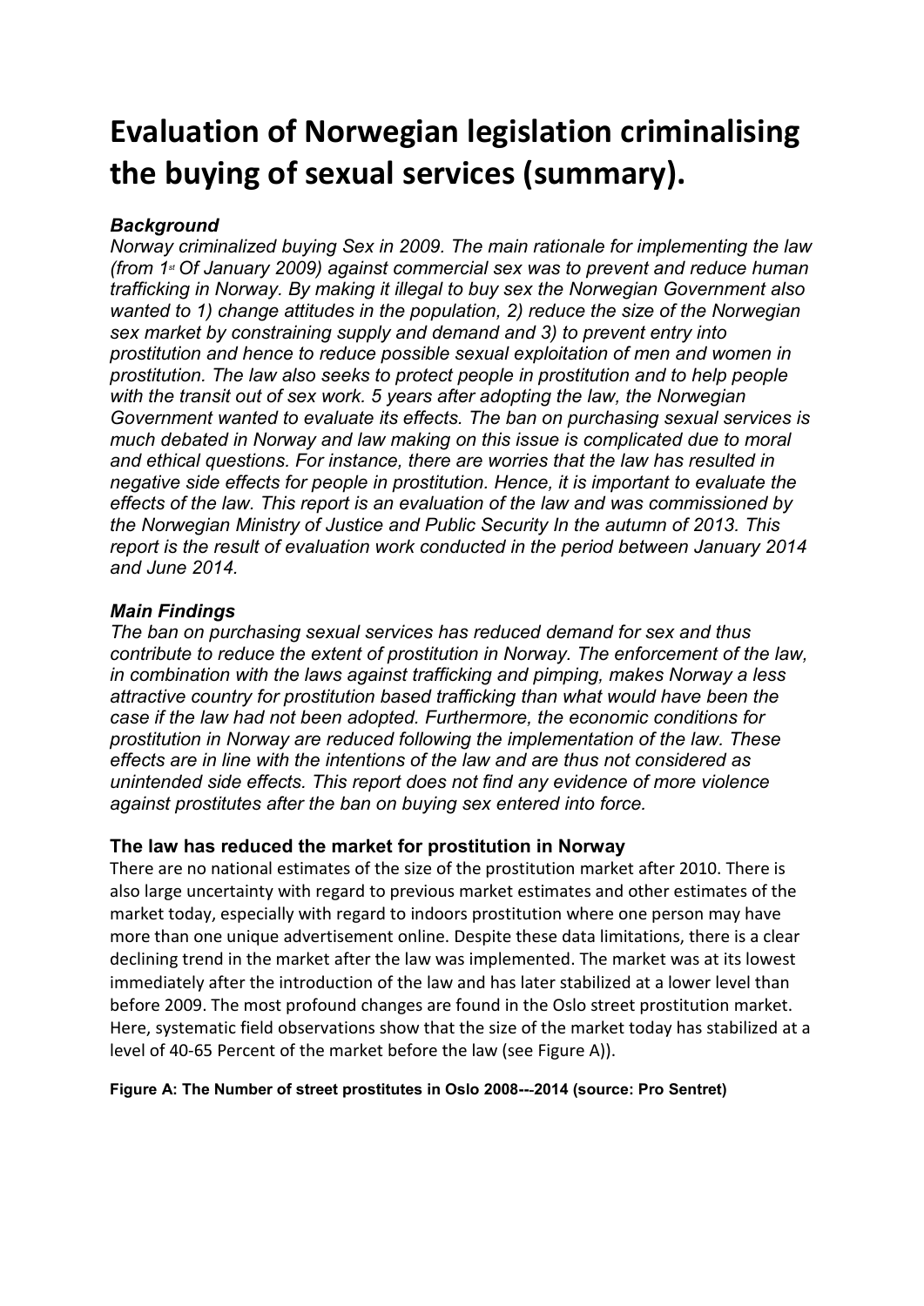# Evaluation of Norwegian legislation criminalising the buying of sexual services (summary).

***Background***

*Norway criminalized buying Sex in 2009. The main rationale for implementing the law (from 1st Of January 2009) against commercial sex was to prevent and reduce human trafficking in Norway. By making it illegal to buy sex the Norwegian Government also wanted to 1) change attitudes in the population, 2) reduce the size of the Norwegian sex market by constraining supply and demand and 3) to prevent entry into prostitution and hence to reduce possible sexual exploitation of men and women in prostitution. The law also seeks to protect people in prostitution and to help people with the transit out of sex work. 5 years after adopting the law, the Norwegian Government wanted to evaluate its effects. The ban on purchasing sexual services is much debated in Norway and law making on this issue is complicated due to moral and ethical questions. For instance, there are worries that the law has resulted in negative side effects for people in prostitution. Hence, it is important to evaluate the effects of the law. This report is an evaluation of the law and was commissioned by the Norwegian Ministry of Justice and Public Security In the autumn of 2013. This report is the result of evaluation work conducted in the period between January 2014 and June 2014.*

***Main Findings***

*The ban on purchasing sexual services has reduced demand for sex and thus contribute to reduce the extent of prostitution in Norway. The enforcement of the law, in combination with the laws against trafficking and pimping, makes Norway a less attractive country for prostitution based trafficking than what would have been the case if the law had not been adopted. Furthermore, the economic conditions for prostitution in Norway are reduced following the implementation of the law. These effects are in line with the intentions of the law and are thus not considered as unintended side effects. This report does not find any evidence of more violence against prostitutes after the ban on buying sex entered into force.*

### The law has reduced the market for prostitution in Norway

There are no national estimates of the size of the prostitution market after 2010. There is also large uncertainty with regard to previous market estimates and other estimates of the market today, especially with regard to indoors prostitution where one person may have more than one unique advertisement online. Despite these data limitations, there is a clear declining trend in the market after the law was implemented. The market was at its lowest immediately after the introduction of the law and has later stabilized at a lower level than before 2009. The most profound changes are found in the Oslo street prostitution market. Here, systematic field observations show that the size of the market today has stabilized at a level of 40-65 Percent of the market before the law (see Figure A)).

**Figure A: The Number of street prostitutes in Oslo 2008---2014 (source: Pro Sentret)**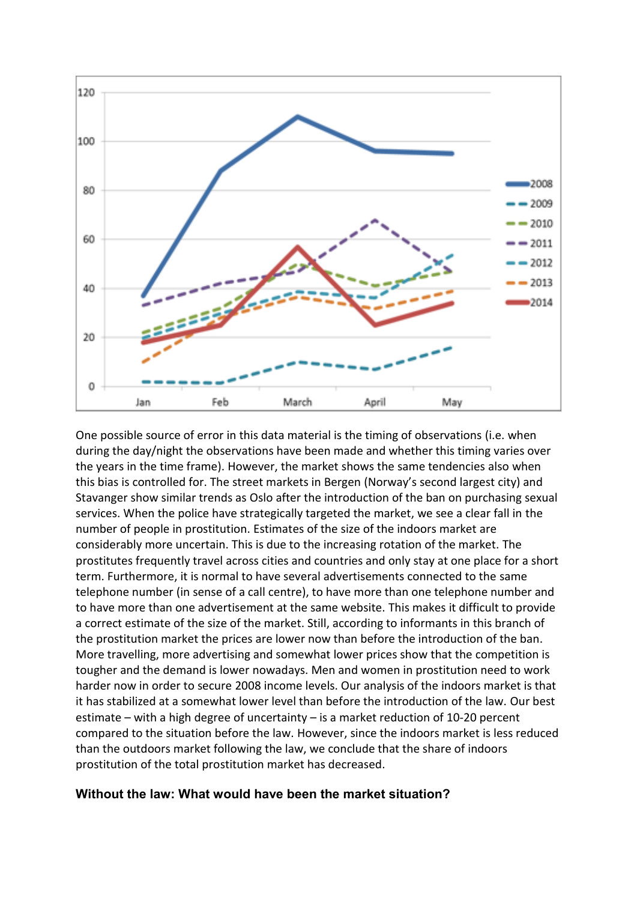One possible source of error in this data material is the timing of observations (i.e. when during the day/night the observations have been made and whether this timing varies over the years in the time frame). However, the market shows the same tendencies also when this bias is controlled for. The street markets in Bergen (Norway's second largest city) and Stavanger show similar trends as Oslo after the introduction of the ban on purchasing sexual services. When the police have strategically targeted the market, we see a clear fall in the number of people in prostitution. Estimates of the size of the indoors market are considerably more uncertain. This is due to the increasing rotation of the market. The prostitutes frequently travel across cities and countries and only stay at one place for a short term. Furthermore, it is normal to have several advertisements connected to the same telephone number (in sense of a call centre), to have more than one telephone number and to have more than one advertisement at the same website. This makes it difficult to provide a correct estimate of the size of the market. Still, according to informants in this branch of the prostitution market the prices are lower now than before the introduction of the ban. More travelling, more advertising and somewhat lower prices show that the competition is tougher and the demand is lower nowadays. Men and women in prostitution need to work harder now in order to secure 2008 income levels. Our analysis of the indoors market is that it has stabilized at a somewhat lower level than before the introduction of the law. Our best estimate – with a high degree of uncertainty – is a market reduction of 10-20 percent compared to the situation before the law. However, since the indoors market is less reduced than the outdoors market following the law, we conclude that the share of indoors prostitution of the total prostitution market has decreased.

**Without the law: What would have been the market situation?**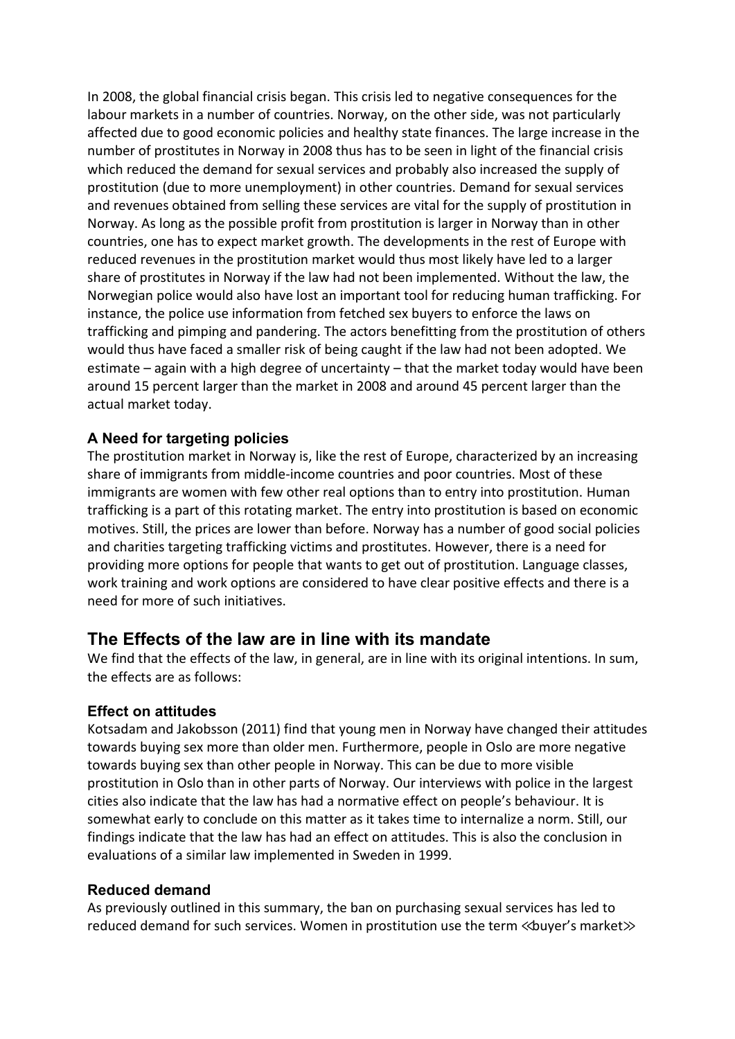In 2008, the global financial crisis began. This crisis led to negative consequences for the labour markets in a number of countries. Norway, on the other side, was not particularly affected due to good economic policies and healthy state finances. The large increase in the number of prostitutes in Norway in 2008 thus has to be seen in light of the financial crisis which reduced the demand for sexual services and probably also increased the supply of prostitution (due to more unemployment) in other countries. Demand for sexual services and revenues obtained from selling these services are vital for the supply of prostitution in Norway. As long as the possible profit from prostitution is larger in Norway than in other countries, one has to expect market growth. The developments in the rest of Europe with reduced revenues in the prostitution market would thus most likely have led to a larger share of prostitutes in Norway if the law had not been implemented. Without the law, the Norwegian police would also have lost an important tool for reducing human trafficking. For instance, the police use information from fetched sex buyers to enforce the laws on trafficking and pimping and pandering. The actors benefitting from the prostitution of others would thus have faced a smaller risk of being caught if the law had not been adopted. We estimate – again with a high degree of uncertainty – that the market today would have been around 15 percent larger than the market in 2008 and around 45 percent larger than the actual market today.

### A Need for targeting policies

The prostitution market in Norway is, like the rest of Europe, characterized by an increasing share of immigrants from middle-income countries and poor countries. Most of these immigrants are women with few other real options than to entry into prostitution. Human trafficking is a part of this rotating market. The entry into prostitution is based on economic motives. Still, the prices are lower than before. Norway has a number of good social policies and charities targeting trafficking victims and prostitutes. However, there is a need for providing more options for people that wants to get out of prostitution. Language classes, work training and work options are considered to have clear positive effects and there is a need for more of such initiatives.

## The Effects of the law are in line with its mandate

We find that the effects of the law, in general, are in line with its original intentions. In sum, the effects are as follows:

### Effect on attitudes

Kotsadam and Jakobsson (2011) find that young men in Norway have changed their attitudes towards buying sex more than older men. Furthermore, people in Oslo are more negative towards buying sex than other people in Norway. This can be due to more visible prostitution in Oslo than in other parts of Norway. Our interviews with police in the largest cities also indicate that the law has had a normative effect on people's behaviour. It is somewhat early to conclude on this matter as it takes time to internalize a norm. Still, our findings indicate that the law has had an effect on attitudes. This is also the conclusion in evaluations of a similar law implemented in Sweden in 1999.

### Reduced demand

As previously outlined in this summary, the ban on purchasing sexual services has led to reduced demand for such services. Women in prostitution use the term ≪buyer's market≫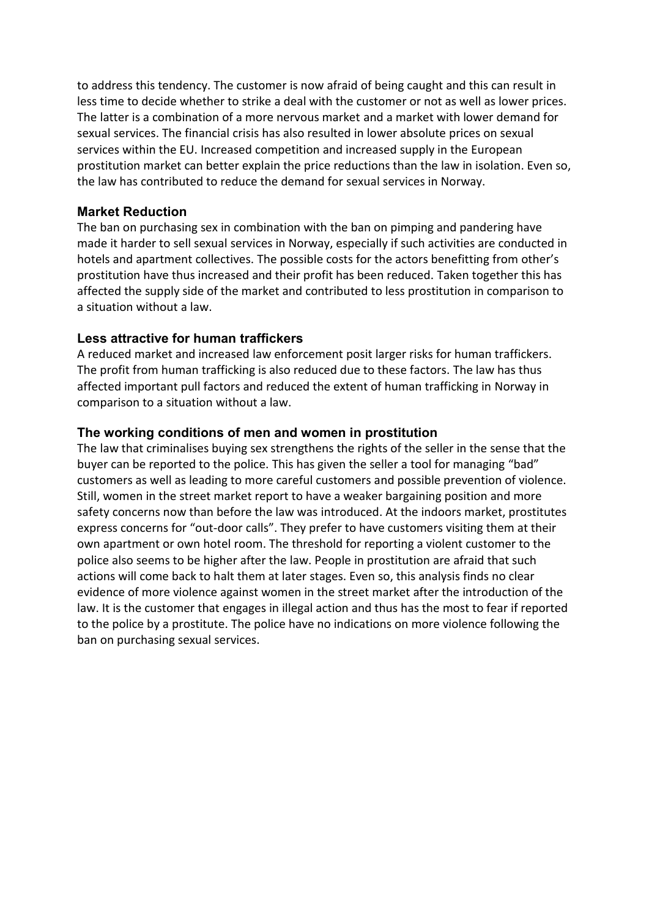to address this tendency. The customer is now afraid of being caught and this can result in less time to decide whether to strike a deal with the customer or not as well as lower prices. The latter is a combination of a more nervous market and a market with lower demand for sexual services. The financial crisis has also resulted in lower absolute prices on sexual services within the EU. Increased competition and increased supply in the European prostitution market can better explain the price reductions than the law in isolation. Even so, the law has contributed to reduce the demand for sexual services in Norway.

### Market Reduction

The ban on purchasing sex in combination with the ban on pimping and pandering have made it harder to sell sexual services in Norway, especially if such activities are conducted in hotels and apartment collectives. The possible costs for the actors benefitting from other's prostitution have thus increased and their profit has been reduced. Taken together this has affected the supply side of the market and contributed to less prostitution in comparison to a situation without a law.

### Less attractive for human traffickers

A reduced market and increased law enforcement posit larger risks for human traffickers. The profit from human trafficking is also reduced due to these factors. The law has thus affected important pull factors and reduced the extent of human trafficking in Norway in comparison to a situation without a law.

### The working conditions of men and women in prostitution

The law that criminalises buying sex strengthens the rights of the seller in the sense that the buyer can be reported to the police. This has given the seller a tool for managing "bad" customers as well as leading to more careful customers and possible prevention of violence. Still, women in the street market report to have a weaker bargaining position and more safety concerns now than before the law was introduced. At the indoors market, prostitutes express concerns for "out-door calls". They prefer to have customers visiting them at their own apartment or own hotel room. The threshold for reporting a violent customer to the police also seems to be higher after the law. People in prostitution are afraid that such actions will come back to halt them at later stages. Even so, this analysis finds no clear evidence of more violence against women in the street market after the introduction of the law. It is the customer that engages in illegal action and thus has the most to fear if reported to the police by a prostitute. The police have no indications on more violence following the ban on purchasing sexual services.